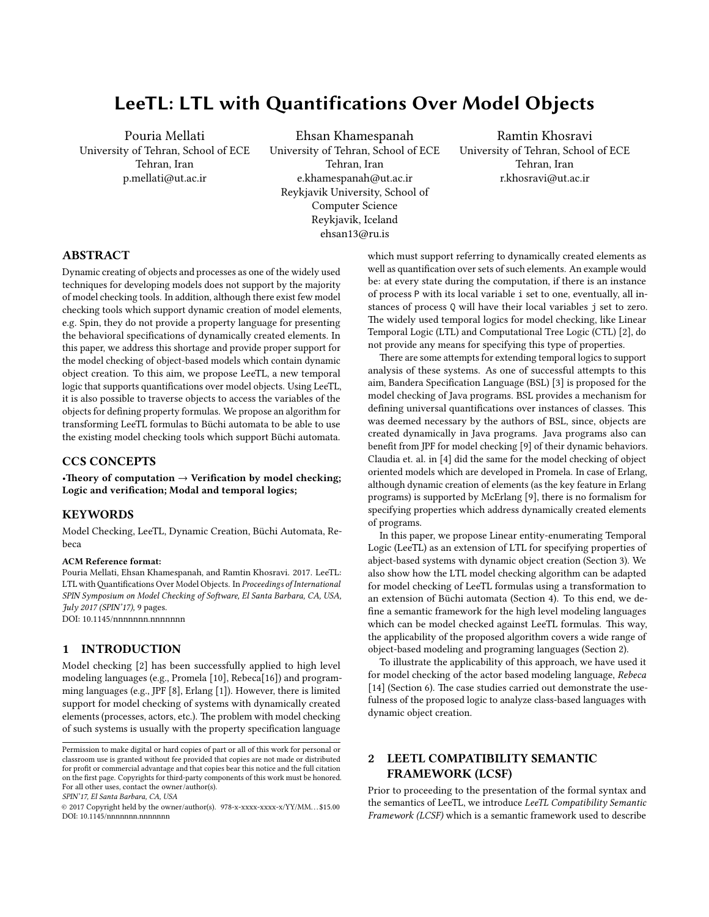# LeeTL: LTL with Quantifications Over Model Objects

Pouria Mellati
University of Tehran, School of ECE
Tehran, Iran
p.mellati@ut.ac.ir

Ehsan Khamespanah
University of Tehran, School of ECE
Tehran, Iran
e.khamespanah@ut.ac.ir
Reykjavik University, School of Computer Science
Reykjavik, Iceland
ehsan13@ru.is

Ramtin Khosravi
University of Tehran, School of ECE
Tehran, Iran
r.khosravi@ut.ac.ir

## ABSTRACT

Dynamic creating of objects and processes as one of the widely used techniques for developing models does not support by the majority of model checking tools. In addition, although there exist few model checking tools which support dynamic creation of model elements, e.g. Spin, they do not provide a property language for presenting the behavioral specifications of dynamically created elements. In this paper, we address this shortage and provide proper support for the model checking of object-based models which contain dynamic object creation. To this aim, we propose LeeTL, a new temporal logic that supports quantifications over model objects. Using LeeTL, it is also possible to traverse objects to access the variables of the objects for defining property formulas. We propose an algorithm for transforming LeeTL formulas to Büchi automata to be able to use the existing model checking tools which support Büchi automata.

## CCS CONCEPTS

•**Theory of computation** → **Verification by model checking; Logic and verification; Modal and temporal logics;**

## KEYWORDS

Model Checking, LeeTL, Dynamic Creation, Büchi Automata, Rebeca

**ACM Reference format:**
Pouria Mellati, Ehsan Khamespanah, and Ramtin Khosravi. 2017. LeeTL: LTL with Quantifications Over Model Objects. In *Proceedings of International SPIN Symposium on Model Checking of Software, El Santa Barbara, CA, USA, July 2017 (SPIN'17)*, 9 pages.
DOI: 10.1145/nnnnnnn.nnnnnnn

## 1 INTRODUCTION

Model checking [2] has been successfully applied to high level modeling languages (e.g., Promela [10], Rebeca[16]) and programming languages (e.g., JPF [8], Erlang [1]). However, there is limited support for model checking of systems with dynamically created elements (processes, actors, etc.). The problem with model checking of such systems is usually with the property specification language which must support referring to dynamically created elements as well as quantification over sets of such elements. An example would be: at every state during the computation, if there is an instance of process P with its local variable i set to one, eventually, all instances of process Q will have their local variables j set to zero. The widely used temporal logics for model checking, like Linear Temporal Logic (LTL) and Computational Tree Logic (CTL) [2], do not provide any means for specifying this type of properties.

There are some attempts for extending temporal logics to support analysis of these systems. As one of successful attempts to this aim, Bandera Specification Language (BSL) [3] is proposed for the model checking of Java programs. BSL provides a mechanism for defining universal quantifications over instances of classes. This was deemed necessary by the authors of BSL, since, objects are created dynamically in Java programs. Java programs also can benefit from JPF for model checking [9] of their dynamic behaviors. Claudia et. al. in [4] did the same for the model checking of object oriented models which are developed in Promela. In case of Erlang, although dynamic creation of elements (as the key feature in Erlang programs) is supported by McErlang [9], there is no formalism for specifying properties which address dynamically created elements of programs.

In this paper, we propose Linear entity-enumerating Temporal Logic (LeeTL) as an extension of LTL for specifying properties of abject-based systems with dynamic object creation (Section 3). We also show how the LTL model checking algorithm can be adapted for model checking of LeeTL formulas using a transformation to an extension of Büchi automata (Section 4). To this end, we define a semantic framework for the high level modeling languages which can be model checked against LeeTL formulas. This way, the applicability of the proposed algorithm covers a wide range of object-based modeling and programing languages (Section 2).

To illustrate the applicability of this approach, we have used it for model checking of the actor based modeling language, *Rebeca* [14] (Section 6). The case studies carried out demonstrate the usefulness of the proposed logic to analyze class-based languages with dynamic object creation.

## 2 LEETL COMPATIBILITY SEMANTIC FRAMEWORK (LCSF)

Prior to proceeding to the presentation of the formal syntax and the semantics of LeeTL, we introduce *LeeTL Compatibility Semantic Framework (LCSF)* which is a semantic framework used to describe

Permission to make digital or hard copies of part or all of this work for personal or classroom use is granted without fee provided that copies are not made or distributed for profit or commercial advantage and that copies bear this notice and the full citation on the first page. Copyrights for third-party components of this work must be honored. For all other uses, contact the owner/author(s).
*SPIN'17, El Santa Barbara, CA, USA*
© 2017 Copyright held by the owner/author(s). 978-x-xxxx-xxxx-x/YY/MM...$15.00
DOI: 10.1145/nnnnnnn.nnnnnnn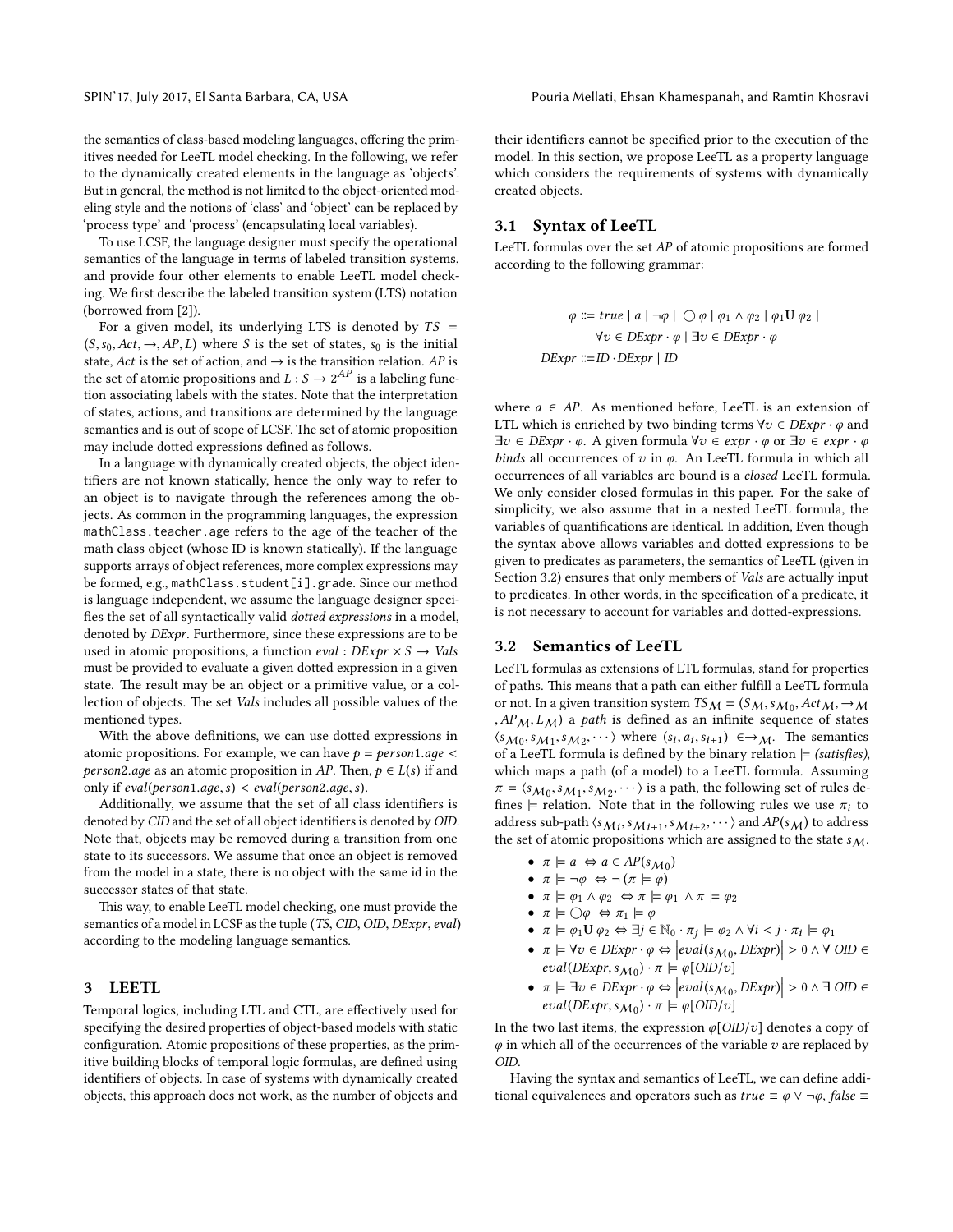the semantics of class-based modeling languages, offering the primitives needed for LeeTL model checking. In the following, we refer to the dynamically created elements in the language as 'objects'. But in general, the method is not limited to the object-oriented modeling style and the notions of 'class' and 'object' can be replaced by 'process type' and 'process' (encapsulating local variables).

To use LCSF, the language designer must specify the operational semantics of the language in terms of labeled transition systems, and provide four other elements to enable LeeTL model checking. We first describe the labeled transition system (LTS) notation (borrowed from [2]).

For a given model, its underlying LTS is denoted by $TS = (S, s_0, Act, \rightarrow, AP, L)$ where $S$ is the set of states, $s_0$ is the initial state, $Act$ is the set of action, and $\rightarrow$ is the transition relation. $AP$ is the set of atomic propositions and $L : S \rightarrow 2^{AP}$ is a labeling function associating labels with the states. Note that the interpretation of states, actions, and transitions are determined by the language semantics and is out of scope of LCSF. The set of atomic proposition may include dotted expressions defined as follows.

In a language with dynamically created objects, the object identifiers are not known statically, hence the only way to refer to an object is to navigate through the references among the objects. As common in the programming languages, the expression `mathClass.teacher.age` refers to the age of the teacher of the math class object (whose ID is known statically). If the language supports arrays of object references, more complex expressions may be formed, e.g., `mathClass.student[i].grade`. Since our method is language independent, we assume the language designer specifies the set of all syntactically valid *dotted expressions* in a model, denoted by *DExpr*. Furthermore, since these expressions are to be used in atomic propositions, a function $eval : DExpr \times S \rightarrow Vals$ must be provided to evaluate a given dotted expression in a given state. The result may be an object or a primitive value, or a collection of objects. The set *Vals* includes all possible values of the mentioned types.

With the above definitions, we can use dotted expressions in atomic propositions. For example, we can have $p = person1.age < person2.age$ as an atomic proposition in $AP$. Then, $p \in L(s)$ if and only if $eval(person1.age, s) < eval(person2.age, s)$.

Additionally, we assume that the set of all class identifiers is denoted by *CID* and the set of all object identifiers is denoted by *OID*. Note that, objects may be removed during a transition from one state to its successors. We assume that once an object is removed from the model in a state, there is no object with the same id in the successor states of that state.

This way, to enable LeeTL model checking, one must provide the semantics of a model in LCSF as the tuple $(TS, CID, OID, DExpr, eval)$ according to the modeling language semantics.

## 3 LEETL

Temporal logics, including LTL and CTL, are effectively used for specifying the desired properties of object-based models with static configuration. Atomic propositions of these properties, as the primitive building blocks of temporal logic formulas, are defined using identifiers of objects. In case of systems with dynamically created objects, this approach does not work, as the number of objects and their identifiers cannot be specified prior to the execution of the model. In this section, we propose LeeTL as a property language which considers the requirements of systems with dynamically created objects.

### 3.1 Syntax of LeeTL

LeeTL formulas over the set $AP$ of atomic propositions are formed according to the following grammar:

$$\varphi ::= true \mid a \mid \neg\varphi \mid \bigcirc\varphi \mid \varphi_1 \wedge \varphi_2 \mid \varphi_1 \mathbf{U}\, \varphi_2 \mid$$
$$\forall v \in DExpr \cdot \varphi \mid \exists v \in DExpr \cdot \varphi$$
$$DExpr ::= ID \cdot DExpr \mid ID$$

where $a \in AP$. As mentioned before, LeeTL is an extension of LTL which is enriched by two binding terms $\forall v \in DExpr \cdot \varphi$ and $\exists v \in DExpr \cdot \varphi$. A given formula $\forall v \in expr \cdot \varphi$ or $\exists v \in expr \cdot \varphi$ *binds* all occurrences of $v$ in $\varphi$. An LeeTL formula in which all occurrences of all variables are bound is a *closed* LeeTL formula. We only consider closed formulas in this paper. For the sake of simplicity, we also assume that in a nested LeeTL formula, the variables of quantifications are identical. In addition, Even though the syntax above allows variables and dotted expressions to be given to predicates as parameters, the semantics of LeeTL (given in Section 3.2) ensures that only members of *Vals* are actually input to predicates. In other words, in the specification of a predicate, it is not necessary to account for variables and dotted-expressions.

### 3.2 Semantics of LeeTL

LeeTL formulas as extensions of LTL formulas, stand for properties of paths. This means that a path can either fulfill a LeeTL formula or not. In a given transition system $TS_{\mathcal{M}} = (S_{\mathcal{M}}, s_{\mathcal{M}0}, Act_{\mathcal{M}}, \rightarrow_{\mathcal{M}}, AP_{\mathcal{M}}, L_{\mathcal{M}})$ a *path* is defined as an infinite sequence of states $\langle s_{\mathcal{M}0}, s_{\mathcal{M}1}, s_{\mathcal{M}2}, \cdots \rangle$ where $(s_i, a_i, s_{i+1}) \in \rightarrow_{\mathcal{M}}$. The semantics of a LeeTL formula is defined by the binary relation $\models$ *(satisfies)*, which maps a path (of a model) to a LeeTL formula. Assuming $\pi = \langle s_{\mathcal{M}0}, s_{\mathcal{M}1}, s_{\mathcal{M}2}, \cdots \rangle$ is a path, the following set of rules defines $\models$ relation. Note that in the following rules we use $\pi_i$ to address sub-path $\langle s_{\mathcal{M}i}, s_{\mathcal{M}i+1}, s_{\mathcal{M}i+2}, \cdots \rangle$ and $AP(s_{\mathcal{M}})$ to address the set of atomic propositions which are assigned to the state $s_{\mathcal{M}}$.

- $\pi \models a \Leftrightarrow a \in AP(s_{\mathcal{M}0})$
- $\pi \models \neg\varphi \Leftrightarrow \neg(\pi \models \varphi)$
- $\pi \models \varphi_1 \wedge \varphi_2 \Leftrightarrow \pi \models \varphi_1 \wedge \pi \models \varphi_2$
- $\pi \models \bigcirc\varphi \Leftrightarrow \pi_1 \models \varphi$
- $\pi \models \varphi_1 \mathbf{U}\, \varphi_2 \Leftrightarrow \exists j \in \mathbb{N}_0 \cdot \pi_j \models \varphi_2 \wedge \forall i < j \cdot \pi_i \models \varphi_1$
- $\pi \models \forall v \in DExpr \cdot \varphi \Leftrightarrow \left|eval(s_{\mathcal{M}0}, DExpr)\right| > 0 \wedge \forall\ OID \in eval(DExpr, s_{\mathcal{M}0}) \cdot \pi \models \varphi[OID/v]$
- $\pi \models \exists v \in DExpr \cdot \varphi \Leftrightarrow \left|eval(s_{\mathcal{M}0}, DExpr)\right| > 0 \wedge \exists\ OID \in eval(DExpr, s_{\mathcal{M}0}) \cdot \pi \models \varphi[OID/v]$

In the two last items, the expression $\varphi[OID/v]$ denotes a copy of $\varphi$ in which all of the occurrences of the variable $v$ are replaced by *OID*.

Having the syntax and semantics of LeeTL, we can define additional equivalences and operators such as $true \equiv \varphi \vee \neg\varphi$, $false \equiv$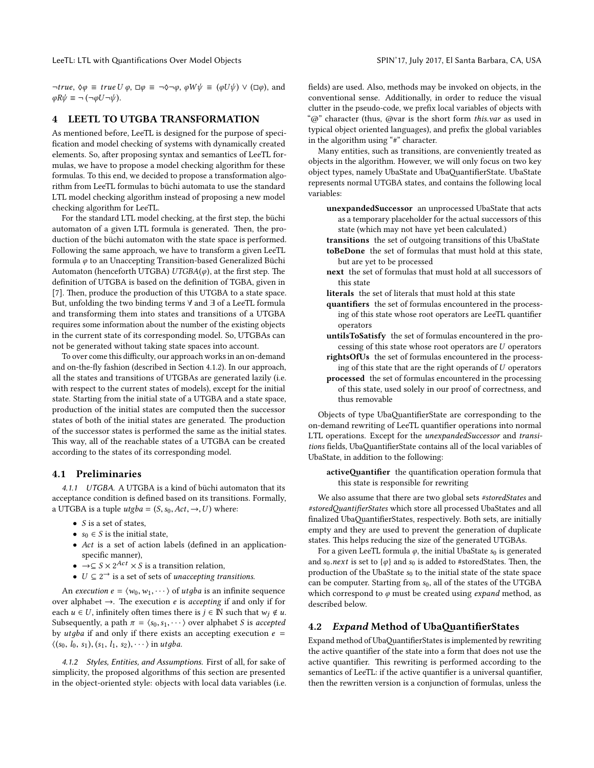$\neg true$, $\Diamond\varphi \equiv true\, U\, \varphi$, $\Box\varphi \equiv \neg\Diamond\neg\varphi$, $\varphi W \psi \equiv (\varphi U \psi) \vee (\Box\varphi)$, and $\varphi R \psi \equiv \neg(\neg\varphi U \neg\psi)$.

## 4 LEETL TO UTGBA TRANSFORMATION

As mentioned before, LeeTL is designed for the purpose of specification and model checking of systems with dynamically created elements. So, after proposing syntax and semantics of LeeTL formulas, we have to propose a model checking algorithm for these formulas. To this end, we decided to propose a transformation algorithm from LeeTL formulas to büchi automata to use the standard LTL model checking algorithm instead of proposing a new model checking algorithm for LeeTL.

For the standard LTL model checking, at the first step, the büchi automaton of a given LTL formula is generated. Then, the production of the büchi automaton with the state space is performed. Following the same approach, we have to transform a given LeeTL formula $\varphi$ to an Unaccepting Transition-based Generalized Büchi Automaton (henceforth UTGBA) $UTGBA(\varphi)$, at the first step. The definition of UTGBA is based on the definition of TGBA, given in [7]. Then, produce the production of this UTGBA to a state space. But, unfolding the two binding terms $\forall$ and $\exists$ of a LeeTL formula and transforming them into states and transitions of a UTGBA requires some information about the number of the existing objects in the current state of its corresponding model. So, UTGBAs can not be generated without taking state spaces into account.

To over come this difficulty, our approach works in an on-demand and on-the-fly fashion (described in Section 4.1.2). In our approach, all the states and transitions of UTGBAs are generated lazily (i.e. with respect to the current states of models), except for the initial state. Starting from the initial state of a UTGBA and a state space, production of the initial states are computed then the successor states of both of the initial states are generated. The production of the successor states is performed the same as the initial states. This way, all of the reachable states of a UTGBA can be created according to the states of its corresponding model.

### 4.1 Preliminaries

*4.1.1 UTGBA.* A UTGBA is a kind of büchi automaton that its acceptance condition is defined based on its transitions. Formally, a UTGBA is a tuple $utgba = (S, s_0, Act, \rightarrow, U)$ where:

- $S$ is a set of states,
- $s_0 \in S$ is the initial state,
- $Act$ is a set of action labels (defined in an application-specific manner),
- $\rightarrow \subseteq S \times 2^{Act} \times S$ is a transition relation,
- $U \subseteq 2^{\rightarrow}$ is a set of sets of *unaccepting transitions.*

An *execution* $e = \langle w_0, w_1, \cdots \rangle$ of *utgba* is an infinite sequence over alphabet $\rightarrow$. The execution $e$ is *accepting* if and only if for each $u \in U$, infinitely often times there is $j \in \mathbb{N}$ such that $w_j \notin u$. Subsequently, a path $\pi = \langle s_0, s_1, \cdots \rangle$ over alphabet $S$ is *accepted* by *utgba* if and only if there exists an accepting execution $e = \langle (s_0, l_0, s_1), (s_1, l_1, s_2), \cdots \rangle$ in *utgba*.

*4.1.2 Styles, Entities, and Assumptions.* First of all, for sake of simplicity, the proposed algorithms of this section are presented in the object-oriented style: objects with local data variables (i.e. fields) are used. Also, methods may be invoked on objects, in the conventional sense. Additionally, in order to reduce the visual clutter in the pseudo-code, we prefix local variables of objects with "@" character (thus, @var is the short form *this.var* as used in typical object oriented languages), and prefix the global variables in the algorithm using "#" character.

Many entities, such as transitions, are conveniently treated as objects in the algorithm. However, we will only focus on two key object types, namely UbaState and UbaQuantifierState. UbaState represents normal UTGBA states, and contains the following local variables:

**unexpandedSuccessor** an unprocessed UbaState that acts as a temporary placeholder for the actual successors of this state (which may not have yet been calculated.)

**transitions** the set of outgoing transitions of this UbaState

**toBeDone** the set of formulas that must hold at this state, but are yet to be processed

**next** the set of formulas that must hold at all successors of this state

**literals** the set of literals that must hold at this state

**quantifiers** the set of formulas encountered in the processing of this state whose root operators are LeeTL quantifier operators

**untilsToSatisfy** the set of formulas encountered in the processing of this state whose root operators are $U$ operators

**rightsOfUs** the set of formulas encountered in the processing of this state that are the right operands of $U$ operators

**processed** the set of formulas encountered in the processing of this state, used solely in our proof of correctness, and thus removable

Objects of type UbaQuantifierState are corresponding to the on-demand rewriting of LeeTL quantifier operations into normal LTL operations. Except for the *unexpandedSuccessor* and *transitions* fields, UbaQuantifierState contains all of the local variables of UbaState, in addition to the following:

**activeQuantifier** the quantification operation formula that this state is responsible for rewriting

We also assume that there are two global sets *#storedStates* and *#storedQuantifierStates* which store all processed UbaStates and all finalized UbaQuantifierStates, respectively. Both sets, are initially empty and they are used to prevent the generation of duplicate states. This helps reducing the size of the generated UTGBAs.

For a given LeeTL formula $\varphi$, the initial UbaState $s_0$ is generated and $s_0.next$ is set to $\{\varphi\}$ and $s_0$ is added to #storedStates. Then, the production of the UbaState $s_0$ to the initial state of the state space can be computer. Starting from $s_0$, all of the states of the UTGBA which correspond to $\varphi$ must be created using *expand* method, as described below.

### 4.2 *Expand* Method of UbaQuantifierStates

Expand method of UbaQuantifierStates is implemented by rewriting the active quantifier of the state into a form that does not use the active quantifier. This rewriting is performed according to the semantics of LeeTL: if the active quantifier is a universal quantifier, then the rewritten version is a conjunction of formulas, unless the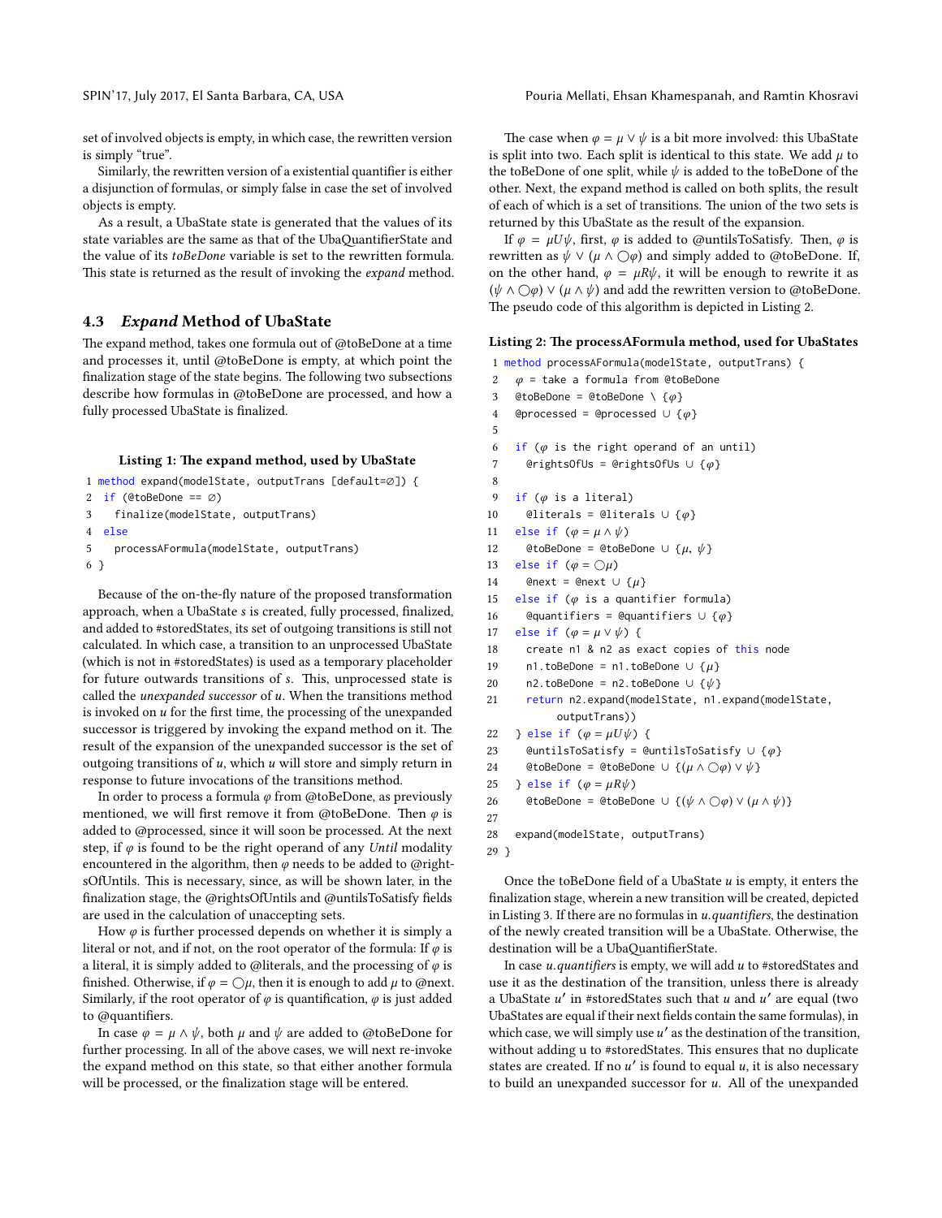set of involved objects is empty, in which case, the rewritten version is simply "true".

Similarly, the rewritten version of a existential quantifier is either a disjunction of formulas, or simply false in case the set of involved objects is empty.

As a result, a UbaState state is generated that the values of its state variables are the same as that of the UbaQuantifierState and the value of its *toBeDone* variable is set to the rewritten formula. This state is returned as the result of invoking the *expand* method.

### 4.3 *Expand* Method of UbaState

The expand method, takes one formula out of @toBeDone at a time and processes it, until @toBeDone is empty, at which point the finalization stage of the state begins. The following two subsections describe how formulas in @toBeDone are processed, and how a fully processed UbaState is finalized.

**Listing 1: The expand method, used by UbaState**

```
1 method expand(modelState, outputTrans [default=∅]) {
2   if (@toBeDone == ∅)
3     finalize(modelState, outputTrans)
4   else
5     processAFormula(modelState, outputTrans)
6 }
```

Because of the on-the-fly nature of the proposed transformation approach, when a UbaState $s$ is created, fully processed, finalized, and added to #storedStates, its set of outgoing transitions is still not calculated. In which case, a transition to an unprocessed UbaState (which is not in #storedStates) is used as a temporary placeholder for future outwards transitions of $s$. This, unprocessed state is called the *unexpanded successor* of $u$. When the transitions method is invoked on $u$ for the first time, the processing of the unexpanded successor is triggered by invoking the expand method on it. The result of the expansion of the unexpanded successor is the set of outgoing transitions of $u$, which $u$ will store and simply return in response to future invocations of the transitions method.

In order to process a formula $\varphi$ from @toBeDone, as previously mentioned, we will first remove it from @toBeDone. Then $\varphi$ is added to @processed, since it will soon be processed. At the next step, if $\varphi$ is found to be the right operand of any *Until* modality encountered in the algorithm, then $\varphi$ needs to be added to @rightsOfUntils. This is necessary, since, as will be shown later, in the finalization stage, the @rightsOfUntils and @untilsToSatisfy fields are used in the calculation of unaccepting sets.

How $\varphi$ is further processed depends on whether it is simply a literal or not, and if not, on the root operator of the formula: If $\varphi$ is a literal, it is simply added to @literals, and the processing of $\varphi$ is finished. Otherwise, if $\varphi = \bigcirc\mu$, then it is enough to add $\mu$ to @next. Similarly, if the root operator of $\varphi$ is quantification, $\varphi$ is just added to @quantifiers.

In case $\varphi = \mu \wedge \psi$, both $\mu$ and $\psi$ are added to @toBeDone for further processing. In all of the above cases, we will next re-invoke the expand method on this state, so that either another formula will be processed, or the finalization stage will be entered.

The case when $\varphi = \mu \vee \psi$ is a bit more involved: this UbaState is split into two. Each split is identical to this state. We add $\mu$ to the toBeDone of one split, while $\psi$ is added to the toBeDone of the other. Next, the expand method is called on both splits, the result of each of which is a set of transitions. The union of the two sets is returned by this UbaState as the result of the expansion.

If $\varphi = \mu U \psi$, first, $\varphi$ is added to @untilsToSatisfy. Then, $\varphi$ is rewritten as $\psi \vee (\mu \wedge \bigcirc\varphi)$ and simply added to @toBeDone. If, on the other hand, $\varphi = \mu R \psi$, it will be enough to rewrite it as $(\psi \wedge \bigcirc\varphi) \vee (\mu \wedge \psi)$ and add the rewritten version to @toBeDone. The pseudo code of this algorithm is depicted in Listing 2.

**Listing 2: The processAFormula method, used for UbaStates**

```
1  method processAFormula(modelState, outputTrans) {
2    φ = take a formula from @toBeDone
3    @toBeDone = @toBeDone \ {φ}
4    @processed = @processed ∪ {φ}
5
6    if (φ is the right operand of an until)
7      @rightsOfUs = @rightsOfUs ∪ {φ}
8
9    if (φ is a literal)
10     @literals = @literals ∪ {φ}
11   else if (φ = μ ∧ ψ)
12     @toBeDone = @toBeDone ∪ {μ, ψ}
13   else if (φ = ○μ)
14     @next = @next ∪ {μ}
15   else if (φ is a quantifier formula)
16     @quantifiers = @quantifiers ∪ {φ}
17   else if (φ = μ ∨ ψ) {
18     create n1 & n2 as exact copies of this node
19     n1.toBeDone = n1.toBeDone ∪ {μ}
20     n2.toBeDone = n2.toBeDone ∪ {ψ}
21     return n2.expand(modelState, n1.expand(modelState,
           outputTrans))
22   } else if (φ = μUψ) {
23     @untilsToSatisfy = @untilsToSatisfy ∪ {φ}
24     @toBeDone = @toBeDone ∪ {(μ ∧ ○φ) ∨ ψ}
25   } else if (φ = μRψ)
26     @toBeDone = @toBeDone ∪ {(ψ ∧ ○φ) ∨ (μ ∧ ψ)}
27
28   expand(modelState, outputTrans)
29 }
```

Once the toBeDone field of a UbaState $u$ is empty, it enters the finalization stage, wherein a new transition will be created, depicted in Listing 3. If there are no formulas in $u$.*quantifiers*, the destination of the newly created transition will be a UbaState. Otherwise, the destination will be a UbaQuantifierState.

In case $u$.*quantifiers* is empty, we will add $u$ to #storedStates and use it as the destination of the transition, unless there is already a UbaState $u'$ in #storedStates such that $u$ and $u'$ are equal (two UbaStates are equal if their next fields contain the same formulas), in which case, we will simply use $u'$ as the destination of the transition, without adding u to #storedStates. This ensures that no duplicate states are created. If no $u'$ is found to equal $u$, it is also necessary to build an unexpanded successor for $u$. All of the unexpanded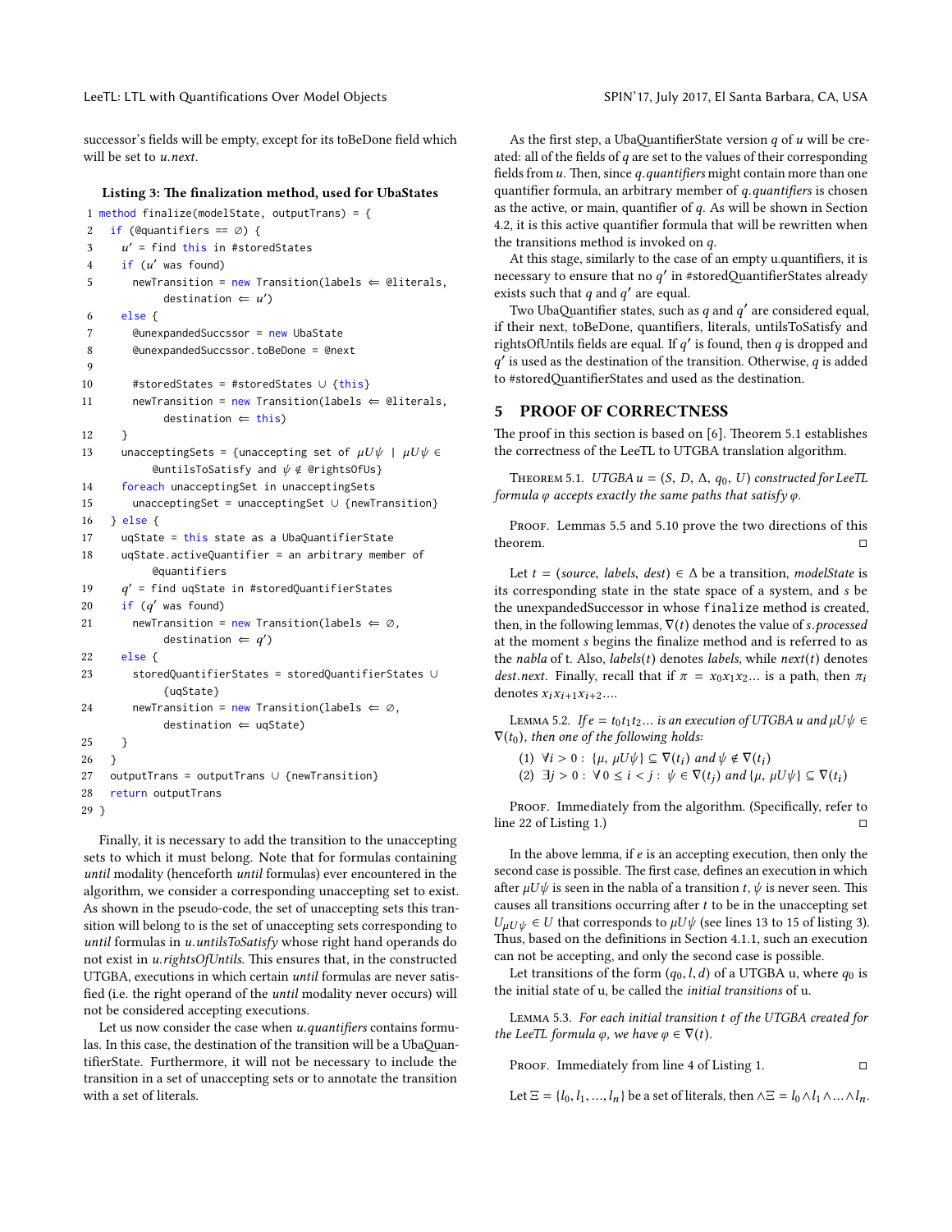successor's fields will be empty, except for its toBeDone field which will be set to *u.next*.

**Listing 3: The finalization method, used for UbaStates**

```
1 method finalize(modelState, outputTrans) = {
2   if (@quantifiers == ∅) {
3     u′ = find this in #storedStates
4     if (u′ was found)
5       newTransition = new Transition(labels ⇐ @literals,
            destination ⇐ u′)
6     else {
7       @unexpandedSuccssor = new UbaState
8       @unexpandedSuccssor.toBeDone = @next
9
10      #storedStates = #storedStates ∪ {this}
11      newTransition = new Transition(labels ⇐ @literals,
            destination ⇐ this)
12    }
13    unacceptingSets = {unaccepting set of μUψ | μUψ ∈
          @untilsToSatisfy and ψ ∉ @rightsOfUs}
14    foreach unacceptingSet in unacceptingSets
15      unacceptingSet = unacceptingSet ∪ {newTransition}
16  } else {
17    uqState = this state as a UbaQuantifierState
18    uqState.activeQuantifier = an arbitrary member of
          @quantifiers
19    q′ = find uqState in #storedQuantifierStates
20    if (q′ was found)
21      newTransition = new Transition(labels ⇐ ∅,
            destination ⇐ q′)
22    else {
23      storedQuantifierStates = storedQuantifierStates ∪
            {uqState}
24      newTransition = new Transition(labels ⇐ ∅,
            destination ⇐ uqState)
25    }
26  }
27  outputTrans = outputTrans ∪ {newTransition}
28  return outputTrans
29 }
```

Finally, it is necessary to add the transition to the unaccepting sets to which it must belong. Note that for formulas containing *until* modality (henceforth *until* formulas) ever encountered in the algorithm, we consider a corresponding unaccepting set to exist. As shown in the pseudo-code, the set of unaccepting sets this transition will belong to is the set of unaccepting sets corresponding to *until* formulas in *u.untilsToSatisfy* whose right hand operands do not exist in *u.rightsOfUntils*. This ensures that, in the constructed UTGBA, executions in which certain *until* formulas are never satisfied (i.e. the right operand of the *until* modality never occurs) will not be considered accepting executions.

Let us now consider the case when *u.quantifiers* contains formulas. In this case, the destination of the transition will be a UbaQuantifierState. Furthermore, it will not be necessary to include the transition in a set of unaccepting sets or to annotate the transition with a set of literals.

As the first step, a UbaQuantifierState version $q$ of $u$ will be created: all of the fields of $q$ are set to the values of their corresponding fields from $u$. Then, since *q.quantifiers* might contain more than one quantifier formula, an arbitrary member of *q.quantifiers* is chosen as the active, or main, quantifier of $q$. As will be shown in Section 4.2, it is this active quantifier formula that will be rewritten when the transitions method is invoked on $q$.

At this stage, similarly to the case of an empty u.quantifiers, it is necessary to ensure that no $q'$ in #storedQuantifierStates already exists such that $q$ and $q'$ are equal.

Two UbaQuantifier states, such as $q$ and $q'$ are considered equal, if their next, toBeDone, quantifiers, literals, untilsToSatisfy and rightsOfUntils fields are equal. If $q'$ is found, then $q$ is dropped and $q'$ is used as the destination of the transition. Otherwise, $q$ is added to #storedQuantifierStates and used as the destination.

## 5 PROOF OF CORRECTNESS

The proof in this section is based on [6]. Theorem 5.1 establishes the correctness of the LeeTL to UTGBA translation algorithm.

**Theorem 5.1.** *UTGBA $u = (S, D, \Delta, q_0, U)$ constructed for LeeTL formula $\varphi$ accepts exactly the same paths that satisfy $\varphi$.*

*Proof.* Lemmas 5.5 and 5.10 prove the two directions of this theorem. □

Let $t = (source, labels, dest) \in \Delta$ be a transition, *modelState* is its corresponding state in the state space of a system, and $s$ be the unexpandedSuccessor in whose `finalize` method is created, then, in the following lemmas, $\nabla(t)$ denotes the value of *s.processed* at the moment $s$ begins the finalize method and is referred to as the *nabla* of t. Also, $labels(t)$ denotes *labels*, while $next(t)$ denotes *dest.next*. Finally, recall that if $\pi = x_0x_1x_2...$ is a path, then $\pi_i$ denotes $x_ix_{i+1}x_{i+2}....$

**Lemma 5.2.** *If $e = t_0t_1t_2...$ is an execution of UTGBA u and $\mu U\psi \in \nabla(t_0)$, then one of the following holds:*

1. $\forall i > 0 : \{\mu, \mu U\psi\} \subseteq \nabla(t_i)$ *and* $\psi \notin \nabla(t_i)$
2. $\exists j > 0 : \forall 0 \leq i < j : \psi \in \nabla(t_j)$ *and* $\{\mu, \mu U\psi\} \subseteq \nabla(t_i)$

*Proof.* Immediately from the algorithm. (Specifically, refer to line 22 of Listing 1.) □

In the above lemma, if $e$ is an accepting execution, then only the second case is possible. The first case, defines an execution in which after $\mu U\psi$ is seen in the nabla of a transition $t$, $\psi$ is never seen. This causes all transitions occurring after $t$ to be in the unaccepting set $U_{\mu U\psi} \in U$ that corresponds to $\mu U\psi$ (see lines 13 to 15 of listing 3). Thus, based on the definitions in Section 4.1.1, such an execution can not be accepting, and only the second case is possible.

Let transitions of the form $(q_0, l, d)$ of a UTGBA u, where $q_0$ is the initial state of u, be called the *initial transitions* of u.

**Lemma 5.3.** *For each initial transition $t$ of the UTGBA created for the LeeTL formula $\varphi$, we have $\varphi \in \nabla(t)$.*

*Proof.* Immediately from line 4 of Listing 1. □

Let $\Xi = \{l_0, l_1, ..., l_n\}$ be a set of literals, then $\wedge\Xi = l_0 \wedge l_1 \wedge ... \wedge l_n$.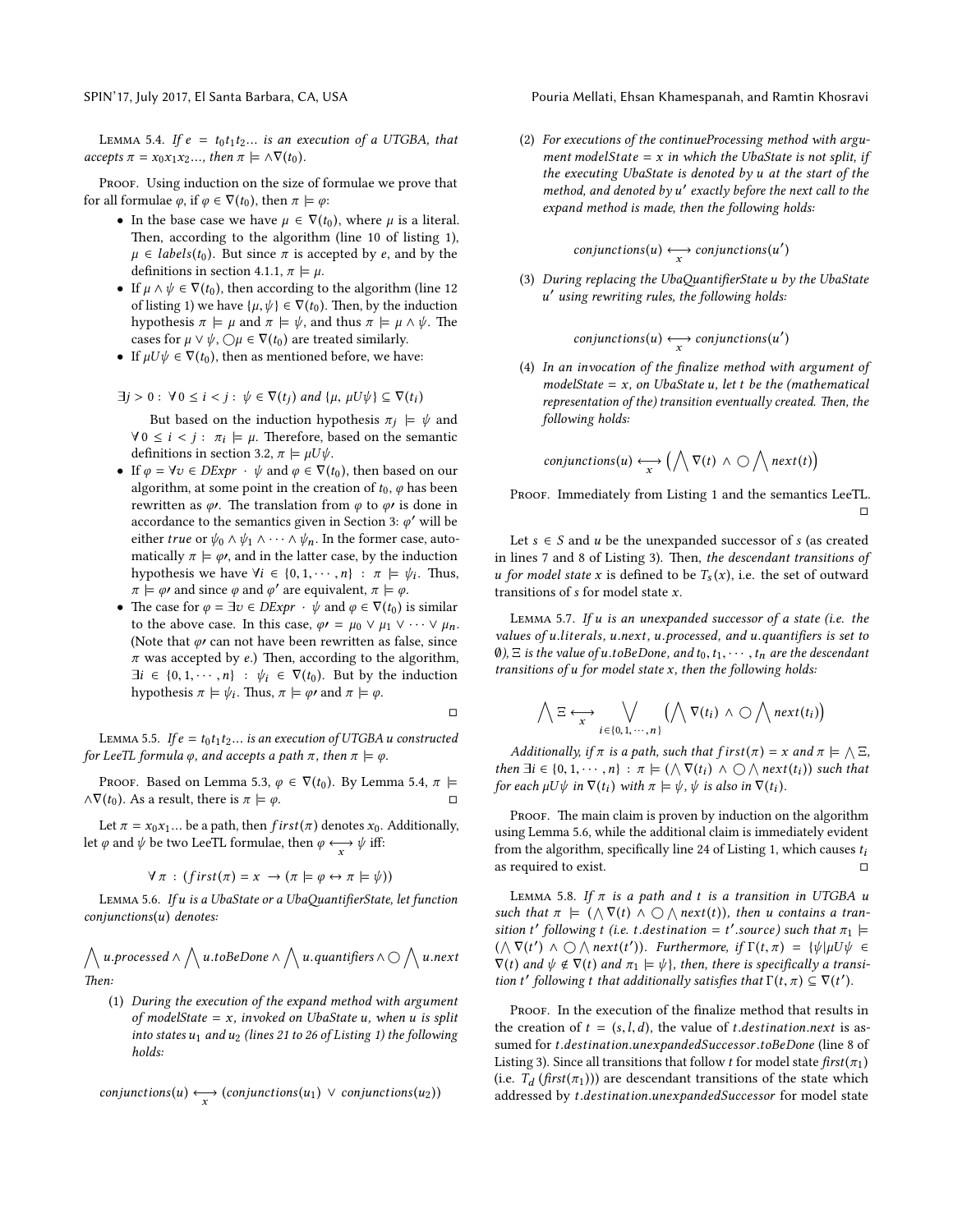Lemma 5.4. *If $e = t_0 t_1 t_2 \ldots$ is an execution of a UTGBA, that accepts $\pi = x_0 x_1 x_2 \ldots$, then $\pi \models \wedge\nabla(t_0)$.*

Proof. Using induction on the size of formulae we prove that for all formulae $\varphi$, if $\varphi \in \nabla(t_0)$, then $\pi \models \varphi$:

- In the base case we have $\mu \in \nabla(t_0)$, where $\mu$ is a literal. Then, according to the algorithm (line 10 of listing 1), $\mu \in labels(t_0)$. But since $\pi$ is accepted by $e$, and by the definitions in section 4.1.1, $\pi \models \mu$.
- If $\mu \wedge \psi \in \nabla(t_0)$, then according to the algorithm (line 12 of listing 1) we have $\{\mu, \psi\} \in \nabla(t_0)$. Then, by the induction hypothesis $\pi \models \mu$ and $\pi \models \psi$, and thus $\pi \models \mu \wedge \psi$. The cases for $\mu \vee \psi$, $\bigcirc\mu \in \nabla(t_0)$ are treated similarly.
- If $\mu U \psi \in \nabla(t_0)$, then as mentioned before, we have:

$$\exists j > 0 : \ \forall\, 0 \leq i < j : \ \psi \in \nabla(t_j) \text{ and } \{\mu, \ \mu U \psi\} \subseteq \nabla(t_i)$$

  But based on the induction hypothesis $\pi_j \models \psi$ and $\forall\, 0 \leq i < j : \ \pi_i \models \mu$. Therefore, based on the semantic definitions in section 3.2, $\pi \models \mu U \psi$.
- If $\varphi = \forall v \in DExpr \cdot \psi$ and $\varphi \in \nabla(t_0)$, then based on our algorithm, at some point in the creation of $t_0$, $\varphi$ has been rewritten as $\varphi\prime$. The translation from $\varphi$ to $\varphi\prime$ is done in accordance to the semantics given in Section 3: $\varphi'$ will be either $true$ or $\psi_0 \wedge \psi_1 \wedge \cdots \wedge \psi_n$. In the former case, automatically $\pi \models \varphi\prime$, and in the latter case, by the induction hypothesis we have $\forall i \in \{0, 1, \cdots, n\} : \ \pi \models \psi_i$. Thus, $\pi \models \varphi\prime$ and since $\varphi$ and $\varphi'$ are equivalent, $\pi \models \varphi$.
- The case for $\varphi = \exists v \in DExpr \cdot \psi$ and $\varphi \in \nabla(t_0)$ is similar to the above case. In this case, $\varphi\prime = \mu_0 \vee \mu_1 \vee \cdots \vee \mu_n$. (Note that $\varphi\prime$ can not have been rewritten as false, since $\pi$ was accepted by $e$.) Then, according to the algorithm, $\exists i \in \{0, 1, \cdots, n\} : \ \psi_i \in \nabla(t_0)$. But by the induction hypothesis $\pi \models \psi_i$. Thus, $\pi \models \varphi\prime$ and $\pi \models \varphi$.

□

Lemma 5.5. *If $e = t_0 t_1 t_2 \ldots$ is an execution of UTGBA $u$ constructed for LeeTL formula $\varphi$, and accepts a path $\pi$, then $\pi \models \varphi$.*

Proof. Based on Lemma 5.3, $\varphi \in \nabla(t_0)$. By Lemma 5.4, $\pi \models \wedge\nabla(t_0)$. As a result, there is $\pi \models \varphi$. □

Let $\pi = x_0 x_1 \ldots$ be a path, then $first(\pi)$ denotes $x_0$. Additionally, let $\varphi$ and $\psi$ be two LeeTL formulae, then $\varphi \underset{x}{\longleftrightarrow} \psi$ iff:

$$\forall\, \pi \ : \ (first(\pi) = x \ \rightarrow (\pi \models \varphi \leftrightarrow \pi \models \psi))$$

Lemma 5.6. *If $u$ is a UbaState or a UbaQuantifierState, let function $conjunctions(u)$ denotes:*

$$\bigwedge u.processed \wedge \bigwedge u.toBeDone \wedge \bigwedge u.quantifiers \wedge \bigcirc \bigwedge u.next$$

*Then:*

(1) *During the execution of the expand method with argument of $modelState = x$, invoked on UbaState $u$, when $u$ is split into states $u_1$ and $u_2$ (lines 21 to 26 of Listing 1) the following holds:*

$$conjunctions(u) \underset{x}{\longleftrightarrow} (conjunctions(u_1) \ \vee \ conjunctions(u_2))$$

(2) *For executions of the continueProcessing method with argument $modelState = x$ in which the UbaState is not split, if the executing UbaState is denoted by $u$ at the start of the method, and denoted by $u'$ exactly before the next call to the expand method is made, then the following holds:*

$$conjunctions(u) \underset{x}{\longleftrightarrow} conjunctions(u')$$

(3) *During replacing the UbaQuantifierState $u$ by the UbaState $u'$ using rewriting rules, the following holds:*

$$conjunctions(u) \underset{x}{\longleftrightarrow} conjunctions(u')$$

(4) *In an invocation of the finalize method with argument of $modelState = x$, on UbaState $u$, let $t$ be the (mathematical representation of the) transition eventually created. Then, the following holds:*

$$conjunctions(u) \underset{x}{\longleftrightarrow} \Big(\bigwedge \nabla(t) \ \wedge \ \bigcirc \bigwedge next(t)\Big)$$

Proof. Immediately from Listing 1 and the semantics LeeTL. □

Let $s \in S$ and $u$ be the unexpanded successor of $s$ (as created in lines 7 and 8 of Listing 3). Then, *the descendant transitions of $u$ for model state $x$* is defined to be $T_s(x)$, i.e. the set of outward transitions of $s$ for model state $x$.

Lemma 5.7. *If $u$ is an unexpanded successor of a state (i.e. the values of $u.literals$, $u.next$, $u.processed$, and $u.quantifiers$ is set to $\emptyset$), $\Xi$ is the value of $u.toBeDone$, and $t_0, t_1, \cdots, t_n$ are the descendant transitions of $u$ for model state $x$, then the following holds:*

$$\bigwedge \Xi \underset{x}{\longleftrightarrow} \bigvee_{i \in \{0, 1, \cdots, n\}} \Big(\bigwedge \nabla(t_i) \ \wedge \ \bigcirc \bigwedge next(t_i)\Big)$$

*Additionally, if $\pi$ is a path, such that $first(\pi) = x$ and $\pi \models \bigwedge \Xi$, then $\exists i \in \{0, 1, \cdots, n\} : \pi \models (\bigwedge \nabla(t_i) \ \wedge \ \bigcirc \bigwedge next(t_i))$ such that for each $\mu U \psi$ in $\nabla(t_i)$ with $\pi \models \psi$, $\psi$ is also in $\nabla(t_i)$.*

Proof. The main claim is proven by induction on the algorithm using Lemma 5.6, while the additional claim is immediately evident from the algorithm, specifically line 24 of Listing 1, which causes $t_i$ as required to exist. □

Lemma 5.8. *If $\pi$ is a path and $t$ is a transition in UTGBA $u$ such that $\pi \models (\bigwedge \nabla(t) \wedge \bigcirc \bigwedge next(t))$, then $u$ contains a transition $t'$ following $t$ (i.e. $t.destination = t'.source$) such that $\pi_1 \models (\bigwedge \nabla(t') \wedge \bigcirc \bigwedge next(t'))$. Furthermore, if $\Gamma(t, \pi) = \{\psi | \mu U \psi \in \nabla(t)$ and $\psi \notin \nabla(t)$ and $\pi_1 \models \psi\}$, then, there is specifically a transition $t'$ following $t$ that additionally satisfies that $\Gamma(t, \pi) \subseteq \nabla(t')$.*

Proof. In the execution of the finalize method that results in the creation of $t = (s, l, d)$, the value of $t.destination.next$ is assumed for $t.destination.unexpandedSuccessor.toBeDone$ (line 8 of Listing 3). Since all transitions that follow $t$ for model state $first(\pi_1)$ (i.e. $T_d\ (first(\pi_1))$) are descendant transitions of the state which addressed by $t.destination.unexpandedSuccessor$ for model state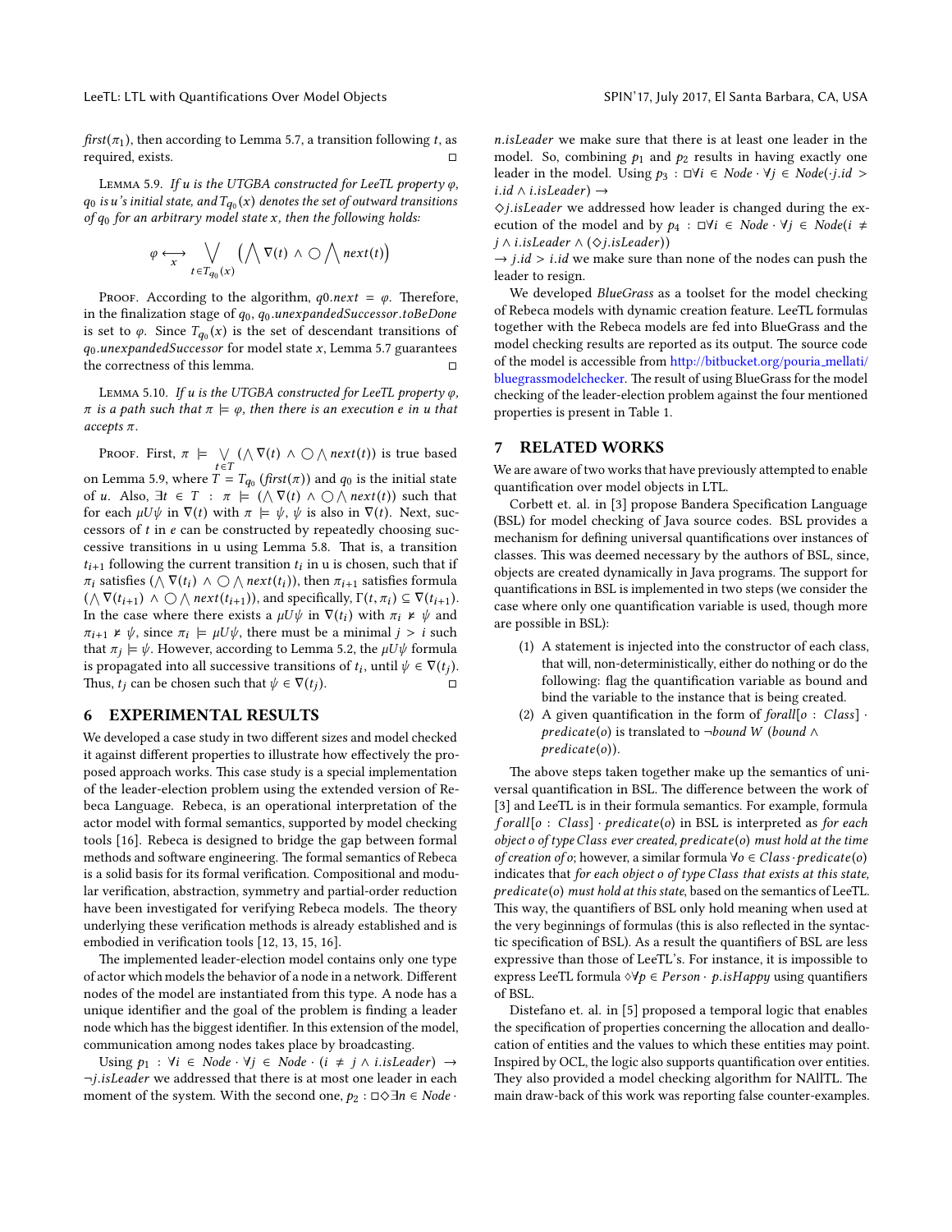*first*($\pi_1$), then according to Lemma 5.7, a transition following $t$, as required, exists. ◻

Lemma 5.9. *If $u$ is the UTGBA constructed for LeeTL property $\varphi$, $q_0$ is $u$'s initial state, and $T_{q_0}(x)$ denotes the set of outward transitions of $q_0$ for an arbitrary model state $x$, then the following holds:*

$$\varphi \underset{x}{\longleftrightarrow} \bigvee_{t \in T_{q_0}(x)} \left(\bigwedge \nabla(t) \wedge \bigcirc \bigwedge next(t)\right)$$

Proof. According to the algorithm, $q0.next = \varphi$. Therefore, in the finalization stage of $q_0$, $q_0.unexpandedSuccessor.toBeDone$ is set to $\varphi$. Since $T_{q_0}(x)$ is the set of descendant transitions of $q_0.unexpandedSuccessor$ for model state $x$, Lemma 5.7 guarantees the correctness of this lemma. ◻

Lemma 5.10. *If $u$ is the UTGBA constructed for LeeTL property $\varphi$, $\pi$ is a path such that $\pi \models \varphi$, then there is an execution $e$ in $u$ that accepts $\pi$.*

Proof. First, $\pi \models \bigvee_{t \in T} (\bigwedge \nabla(t) \wedge \bigcirc \bigwedge next(t))$ is true based on Lemma 5.9, where $T = T_{q_0}(first(\pi))$ and $q_0$ is the initial state of $u$. Also, $\exists t \in T : \pi \models (\bigwedge \nabla(t) \wedge \bigcirc \bigwedge next(t))$ such that for each $\mu U \psi$ in $\nabla(t)$ with $\pi \models \psi$, $\psi$ is also in $\nabla(t)$. Next, successors of $t$ in $e$ can be constructed by repeatedly choosing successive transitions in u using Lemma 5.8. That is, a transition $t_{i+1}$ following the current transition $t_i$ in u is chosen, such that if $\pi_i$ satisfies $(\bigwedge \nabla(t_i) \wedge \bigcirc \bigwedge next(t_i))$, then $\pi_{i+1}$ satisfies formula $(\bigwedge \nabla(t_{i+1}) \wedge \bigcirc \bigwedge next(t_{i+1}))$, and specifically, $\Gamma(t, \pi_i) \subseteq \nabla(t_{i+1})$. In the case where there exists a $\mu U \psi$ in $\nabla(t_i)$ with $\pi_i \nvDash \psi$ and $\pi_{i+1} \nvDash \psi$, since $\pi_i \models \mu U \psi$, there must be a minimal $j > i$ such that $\pi_j \models \psi$. However, according to Lemma 5.2, the $\mu U \psi$ formula is propagated into all successive transitions of $t_i$, until $\psi \in \nabla(t_j)$. Thus, $t_j$ can be chosen such that $\psi \in \nabla(t_j)$. ◻

## 6 EXPERIMENTAL RESULTS

We developed a case study in two different sizes and model checked it against different properties to illustrate how effectively the proposed approach works. This case study is a special implementation of the leader-election problem using the extended version of Rebeca Language. Rebeca, is an operational interpretation of the actor model with formal semantics, supported by model checking tools [16]. Rebeca is designed to bridge the gap between formal methods and software engineering. The formal semantics of Rebeca is a solid basis for its formal verification. Compositional and modular verification, abstraction, symmetry and partial-order reduction have been investigated for verifying Rebeca models. The theory underlying these verification methods is already established and is embodied in verification tools [12, 13, 15, 16].

The implemented leader-election model contains only one type of actor which models the behavior of a node in a network. Different nodes of the model are instantiated from this type. A node has a unique identifier and the goal of the problem is finding a leader node which has the biggest identifier. In this extension of the model, communication among nodes takes place by broadcasting.

Using $p_1 : \forall i \in Node \cdot \forall j \in Node \cdot (i \neq j \wedge i.isLeader) \rightarrow \neg j.isLeader$ we addressed that there is at most one leader in each moment of the system. With the second one, $p_2 : \Box\Diamond\exists n \in Node \cdot n.isLeader$ we make sure that there is at least one leader in the model. So, combining $p_1$ and $p_2$ results in having exactly one leader in the model. Using $p_3 : \Box\forall i \in Node \cdot \forall j \in Node(\cdot j.id > i.id \wedge i.isLeader) \rightarrow \Diamond j.isLeader$ we addressed how leader is changed during the execution of the model and by $p_4 : \Box\forall i \in Node \cdot \forall j \in Node(i \neq j \wedge i.isLeader \wedge (\Diamond j.isLeader)) \rightarrow j.id > i.id$ we make sure than none of the nodes can push the leader to resign.

We developed *BlueGrass* as a toolset for the model checking of Rebeca models with dynamic creation feature. LeeTL formulas together with the Rebeca models are fed into BlueGrass and the model checking results are reported as its output. The source code of the model is accessible from http://bitbucket.org/pouria_mellati/bluegrassmodelchecker. The result of using BlueGrass for the model checking of the leader-election problem against the four mentioned properties is present in Table 1.

## 7 RELATED WORKS

We are aware of two works that have previously attempted to enable quantification over model objects in LTL.

Corbett et. al. in [3] propose Bandera Specification Language (BSL) for model checking of Java source codes. BSL provides a mechanism for defining universal quantifications over instances of classes. This was deemed necessary by the authors of BSL, since, objects are created dynamically in Java programs. The support for quantifications in BSL is implemented in two steps (we consider the case where only one quantification variable is used, though more are possible in BSL):

1. A statement is injected into the constructor of each class, that will, non-deterministically, either do nothing or do the following: flag the quantification variable as bound and bind the variable to the instance that is being created.
2. A given quantification in the form of $forall[o : Class] \cdot predicate(o)$ is translated to $\neg bound\ W\ (bound \wedge predicate(o))$.

The above steps taken together make up the semantics of universal quantification in BSL. The difference between the work of [3] and LeeTL is in their formula semantics. For example, formula $forall[o : Class] \cdot predicate(o)$ in BSL is interpreted as *for each object o of type Class ever created, predicate(o) must hold at the time of creation of o*; however, a similar formula $\forall o \in Class \cdot predicate(o)$ indicates that *for each object o of type Class that exists at this state, predicate(o) must hold at this state*, based on the semantics of LeeTL. This way, the quantifiers of BSL only hold meaning when used at the very beginnings of formulas (this is also reflected in the syntactic specification of BSL). As a result the quantifiers of BSL are less expressive than those of LeeTL's. For instance, it is impossible to express LeeTL formula $\Diamond\forall p \in Person \cdot p.isHappy$ using quantifiers of BSL.

Distefano et. al. in [5] proposed a temporal logic that enables the specification of properties concerning the allocation and deallocation of entities and the values to which these entities may point. Inspired by OCL, the logic also supports quantification over entities. They also provided a model checking algorithm for NAllTL. The main draw-back of this work was reporting false counter-examples.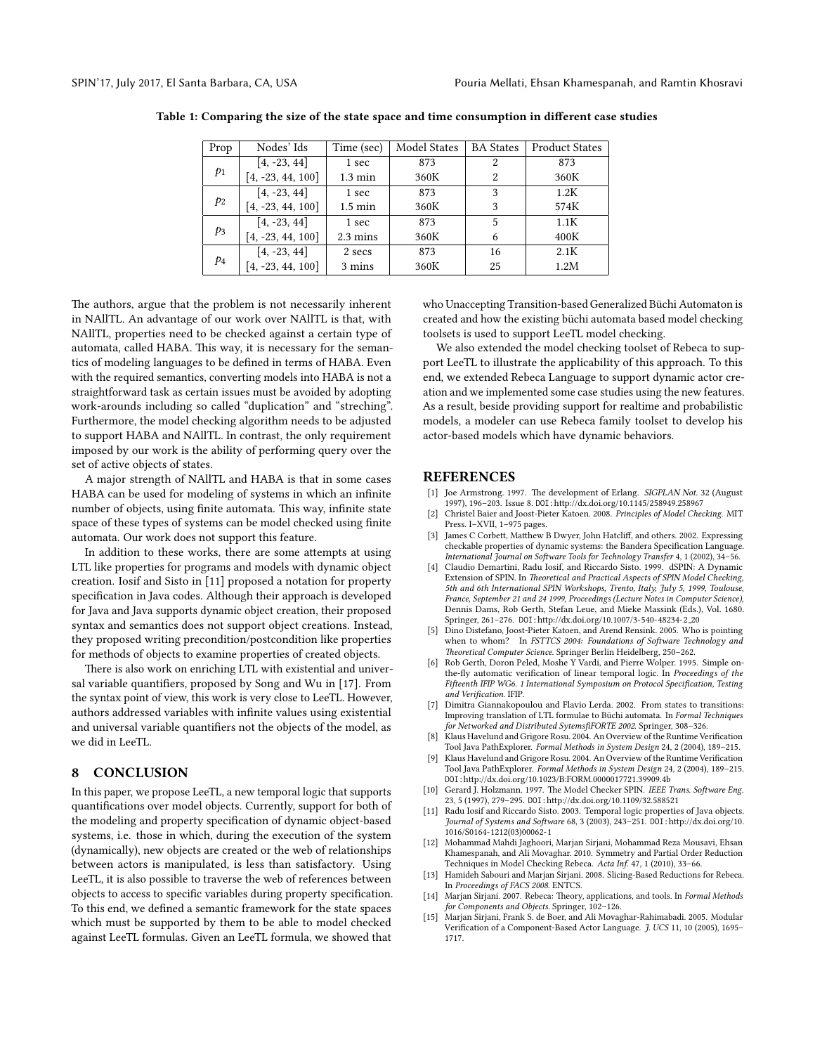**Table 1: Comparing the size of the state space and time consumption in different case studies**

| Prop | Nodes' Ids | Time (sec) | Model States | BA States | Product States |
|---|---|---|---|---|---|
| $p_1$ | [4, -23, 44] | 1 sec | 873 | 2 | 873 |
| | [4, -23, 44, 100] | 1.3 min | 360K | 2 | 360K |
| $p_2$ | [4, -23, 44] | 1 sec | 873 | 3 | 1.2K |
| | [4, -23, 44, 100] | 1.5 min | 360K | 3 | 574K |
| $p_3$ | [4, -23, 44] | 1 sec | 873 | 5 | 1.1K |
| | [4, -23, 44, 100] | 2.3 mins | 360K | 6 | 400K |
| $p_4$ | [4, -23, 44] | 2 secs | 873 | 16 | 2.1K |
| | [4, -23, 44, 100] | 3 mins | 360K | 25 | 1.2M |

The authors, argue that the problem is not necessarily inherent in NAllTL. An advantage of our work over NAllTL is that, with NAllTL, properties need to be checked against a certain type of automata, called HABA. This way, it is necessary for the semantics of modeling languages to be defined in terms of HABA. Even with the required semantics, converting models into HABA is not a straightforward task as certain issues must be avoided by adopting work-arounds including so called "duplication" and "streching". Furthermore, the model checking algorithm needs to be adjusted to support HABA and NAllTL. In contrast, the only requirement imposed by our work is the ability of performing query over the set of active objects of states.

A major strength of NAllTL and HABA is that in some cases HABA can be used for modeling of systems in which an infinite number of objects, using finite automata. This way, infinite state space of these types of systems can be model checked using finite automata. Our work does not support this feature.

In addition to these works, there are some attempts at using LTL like properties for programs and models with dynamic object creation. Iosif and Sisto in [11] proposed a notation for property specification in Java codes. Although their approach is developed for Java and Java supports dynamic object creation, their proposed syntax and semantics does not support object creations. Instead, they proposed writing precondition/postcondition like properties for methods of objects to examine properties of created objects.

There is also work on enriching LTL with existential and universal variable quantifiers, proposed by Song and Wu in [17]. From the syntax point of view, this work is very close to LeeTL. However, authors addressed variables with infinite values using existential and universal variable quantifiers not the objects of the model, as we did in LeeTL.

## 8 CONCLUSION

In this paper, we propose LeeTL, a new temporal logic that supports quantifications over model objects. Currently, support for both of the modeling and property specification of dynamic object-based systems, i.e. those in which, during the execution of the system (dynamically), new objects are created or the web of relationships between actors is manipulated, is less than satisfactory. Using LeeTL, it is also possible to traverse the web of references between objects to access to specific variables during property specification. To this end, we defined a semantic framework for the state spaces which must be supported by them to be able to model checked against LeeTL formulas. Given an LeeTL formula, we showed that who Unaccepting Transition-based Generalized Büchi Automaton is created and how the existing büchi automata based model checking toolsets is used to support LeeTL model checking.

We also extended the model checking toolset of Rebeca to support LeeTL to illustrate the applicability of this approach. To this end, we extended Rebeca Language to support dynamic actor creation and we implemented some case studies using the new features. As a result, beside providing support for realtime and probabilistic models, a modeler can use Rebeca family toolset to develop his actor-based models which have dynamic behaviors.

## REFERENCES

- [1] Joe Armstrong. 1997. The development of Erlang. *SIGPLAN Not.* 32 (August 1997), 196–203. Issue 8. DOI: http://dx.doi.org/10.1145/258949.258967
- [2] Christel Baier and Joost-Pieter Katoen. 2008. *Principles of Model Checking.* MIT Press. I–XVII, 1–975 pages.
- [3] James C Corbett, Matthew B Dwyer, John Hatcliff, and others. 2002. Expressing checkable properties of dynamic systems: the Bandera Specification Language. *International Journal on Software Tools for Technology Transfer* 4, 1 (2002), 34–56.
- [4] Claudio Demartini, Radu Iosif, and Riccardo Sisto. 1999. dSPIN: A Dynamic Extension of SPIN. In *Theoretical and Practical Aspects of SPIN Model Checking, 5th and 6th International SPIN Workshops, Trento, Italy, July 5, 1999, Toulouse, France, September 21 and 24 1999, Proceedings (Lecture Notes in Computer Science)*, Dennis Dams, Rob Gerth, Stefan Leue, and Mieke Massink (Eds.), Vol. 1680. Springer, 261–276. DOI: http://dx.doi.org/10.1007/3-540-48234-2_20
- [5] Dino Distefano, Joost-Pieter Katoen, and Arend Rensink. 2005. Who is pointing when to whom? In *FSTTCS 2004: Foundations of Software Technology and Theoretical Computer Science.* Springer Berlin Heidelberg, 250–262.
- [6] Rob Gerth, Doron Peled, Moshe Y Vardi, and Pierre Wolper. 1995. Simple on-the-fly automatic verification of linear temporal logic. In *Proceedings of the Fifteenth IFIP WG6. 1 International Symposium on Protocol Specification, Testing and Verification.* IFIP.
- [7] Dimitra Giannakopoulou and Flavio Lerda. 2002. From states to transitions: Improving translation of LTL formulae to Büchi automata. In *Formal Techniques for Networked and Distributed SytemsfiFORTE 2002.* Springer, 308–326.
- [8] Klaus Havelund and Grigore Rosu. 2004. An Overview of the Runtime Verification Tool Java PathExplorer. *Formal Methods in System Design* 24, 2 (2004), 189–215.
- [9] Klaus Havelund and Grigore Rosu. 2004. An Overview of the Runtime Verification Tool Java PathExplorer. *Formal Methods in System Design* 24, 2 (2004), 189–215. DOI: http://dx.doi.org/10.1023/B:FORM.0000017721.39909.4b
- [10] Gerard J. Holzmann. 1997. The Model Checker SPIN. *IEEE Trans. Software Eng.* 23, 5 (1997), 279–295. DOI: http://dx.doi.org/10.1109/32.588521
- [11] Radu Iosif and Riccardo Sisto. 2003. Temporal logic properties of Java objects. *Journal of Systems and Software* 68, 3 (2003), 243–251. DOI: http://dx.doi.org/10.1016/S0164-1212(03)00062-1
- [12] Mohammad Mahdi Jaghoori, Marjan Sirjani, Mohammad Reza Mousavi, Ehsan Khamespanah, and Ali Movaghar. 2010. Symmetry and Partial Order Reduction Techniques in Model Checking Rebeca. *Acta Inf.* 47, 1 (2010), 33–66.
- [13] Hamideh Sabouri and Marjan Sirjani. 2008. Slicing-Based Reductions for Rebeca. In *Proceedings of FACS 2008.* ENTCS.
- [14] Marjan Sirjani. 2007. Rebeca: Theory, applications, and tools. In *Formal Methods for Components and Objects.* Springer, 102–126.
- [15] Marjan Sirjani, Frank S. de Boer, and Ali Movaghar-Rahimabadi. 2005. Modular Verification of a Component-Based Actor Language. *J. UCS* 11, 10 (2005), 1695–1717.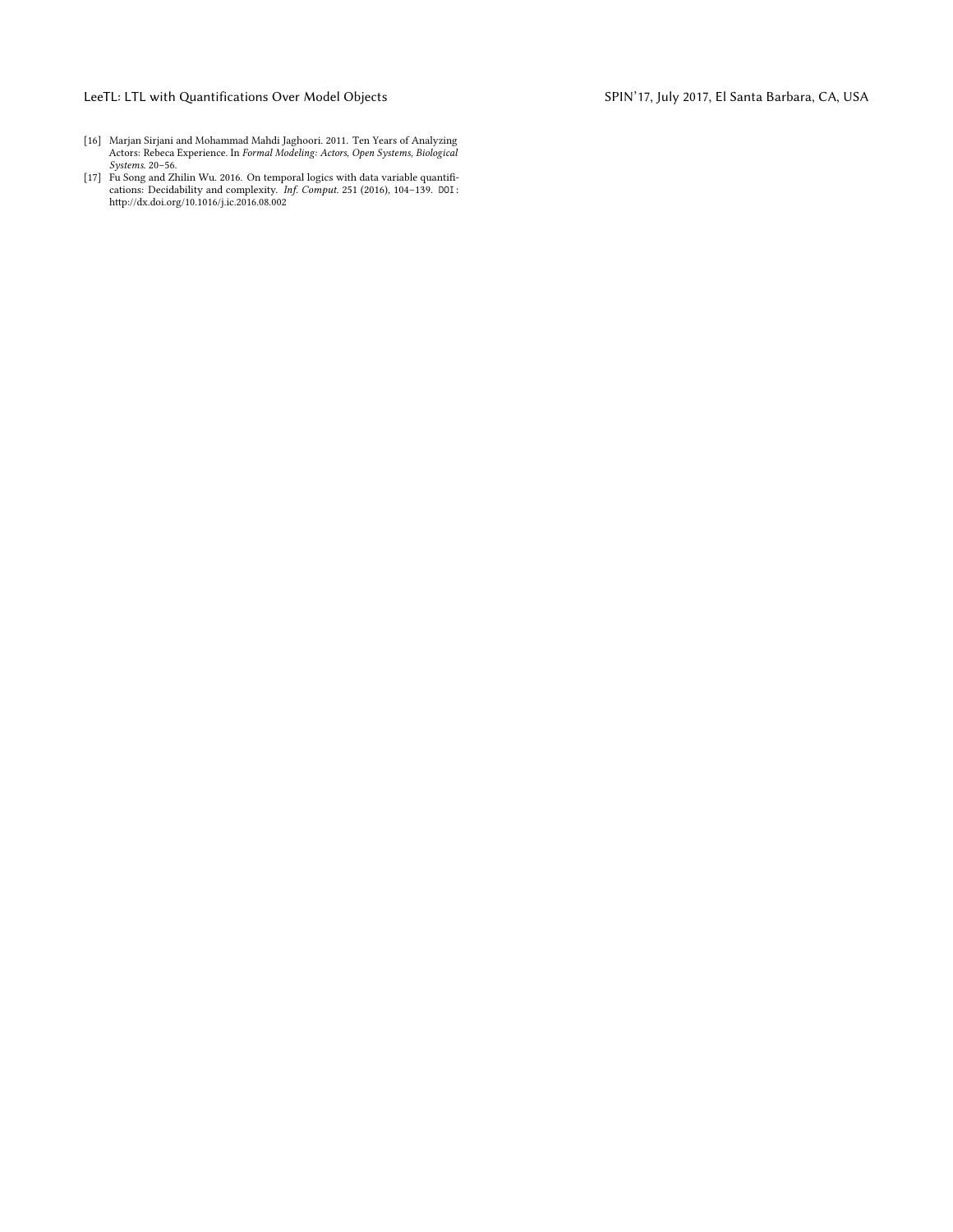[16] Marjan Sirjani and Mohammad Mahdi Jaghoori. 2011. Ten Years of Analyzing Actors: Rebeca Experience. In *Formal Modeling: Actors, Open Systems, Biological Systems*. 20–56.

[17] Fu Song and Zhilin Wu. 2016. On temporal logics with data variable quantifications: Decidability and complexity. *Inf. Comput.* 251 (2016), 104–139. DOI: http://dx.doi.org/10.1016/j.ic.2016.08.002